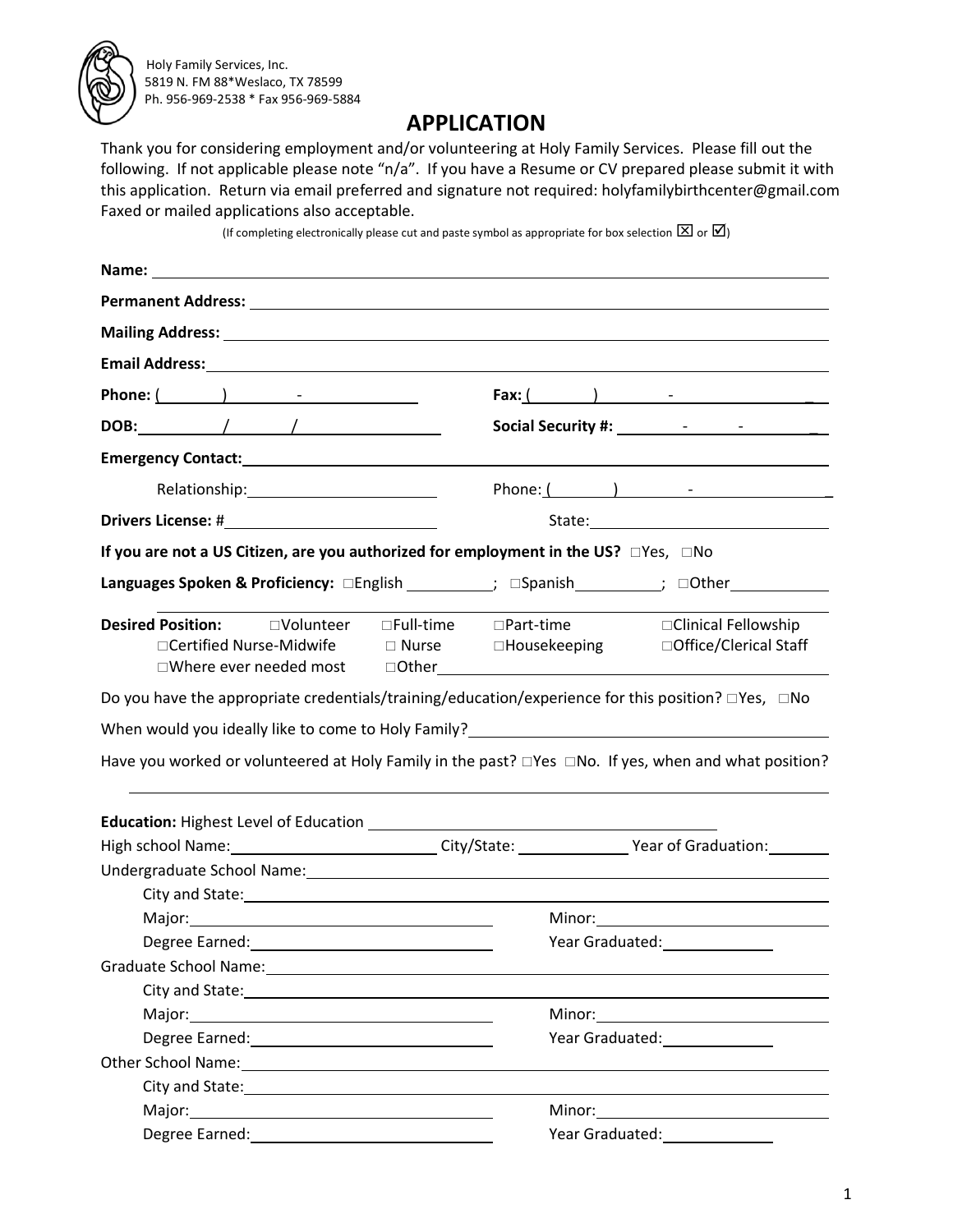Holy Family Services, Inc.
5819 N. FM 88*Weslaco, TX 78599
Ph. 956-969-2538 * Fax 956-969-5884

# APPLICATION

Thank you for considering employment and/or volunteering at Holy Family Services. Please fill out the following. If not applicable please note "n/a". If you have a Resume or CV prepared please submit it with this application. Return via email preferred and signature not required: holyfamilybirthcenter@gmail.com Faxed or mailed applications also acceptable.

(If completing electronically please cut and paste symbol as appropriate for box selection ☒ or ☑)

**Name:** ____________________

**Permanent Address:** ____________________

**Mailing Address:** ____________________

**Email Address:** ____________________

**Phone:** (\_\_\_\_) \_\_\_\_-\_\_\_\_ **Fax:** (\_\_\_\_) \_\_\_\_-\_\_\_\_

**DOB:** \_\_\_/\_\_\_/\_\_\_ **Social Security #:** \_\_\_-\_\_\_-\_\_\_

**Emergency Contact:** ____________________

Relationship: ____________ Phone: (\_\_\_\_) \_\_\_\_-\_\_\_\_

**Drivers License:** # ____________ State: ____________

**If you are not a US Citizen, are you authorized for employment in the US?** □Yes, □No

**Languages Spoken & Proficiency:** □English ________; □Spanish ________; □Other ________

**Desired Position:** □Volunteer □Full-time □Part-time □Clinical Fellowship
□Certified Nurse-Midwife □ Nurse □Housekeeping □Office/Clerical Staff
□Where ever needed most □Other ____________

Do you have the appropriate credentials/training/education/experience for this position? □Yes, □No

When would you ideally like to come to Holy Family? ____________________

Have you worked or volunteered at Holy Family in the past? □Yes □No. If yes, when and what position?

____________________

**Education:** Highest Level of Education ____________________

High school Name: ____________ City/State: ____________ Year of Graduation: ______

Undergraduate School Name: ____________________

City and State: ____________________

Major: ____________ Minor: ____________

Degree Earned: ____________ Year Graduated: ______

Graduate School Name: ____________________

City and State: ____________________

Major: ____________ Minor: ____________

Degree Earned: ____________ Year Graduated: ______

Other School Name: ____________________

City and State: ____________________

Major: ____________ Minor: ____________

Degree Earned: ____________ Year Graduated: ______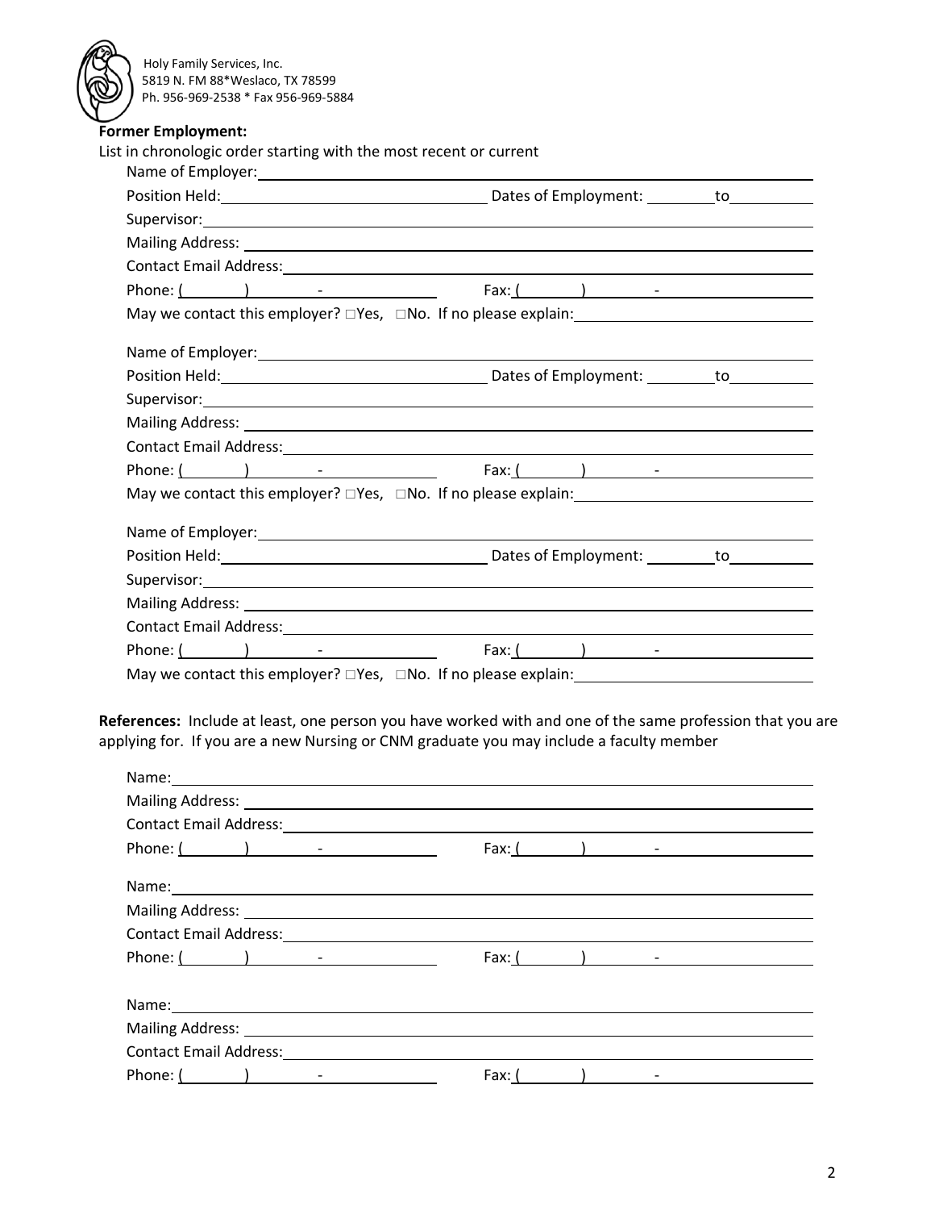Holy Family Services, Inc.
5819 N. FM 88*Weslaco, TX 78599
Ph. 956-969-2538 * Fax 956-969-5884

**Former Employment:**

List in chronologic order starting with the most recent or current

Name of Employer: ______________________________

Position Held: ______________________ Dates of Employment: ________ to __________

Supervisor: ______________________________

Mailing Address: ______________________________

Contact Email Address: ______________________________

Phone: ( ) - Fax: ( ) -

May we contact this employer? □Yes, □No. If no please explain: ______________________

Name of Employer: ______________________________

Position Held: ______________________ Dates of Employment: ________ to __________

Supervisor: ______________________________

Mailing Address: ______________________________

Contact Email Address: ______________________________

Phone: ( ) - Fax: ( ) -

May we contact this employer? □Yes, □No. If no please explain: ______________________

Name of Employer: ______________________________

Position Held: ______________________ Dates of Employment: ________ to __________

Supervisor: ______________________________

Mailing Address: ______________________________

Contact Email Address: ______________________________

Phone: ( ) - Fax: ( ) -

May we contact this employer? □Yes, □No. If no please explain: ______________________

**References:** Include at least, one person you have worked with and one of the same profession that you are applying for. If you are a new Nursing or CNM graduate you may include a faculty member

Name: ______________________________

Mailing Address: ______________________________

Contact Email Address: ______________________________

Phone: ( ) - Fax: ( ) -

Name: ______________________________

Mailing Address: ______________________________

Contact Email Address: ______________________________

Phone: ( ) - Fax: ( ) -

Name: ______________________________

Mailing Address: ______________________________

Contact Email Address: ______________________________

Phone: ( ) - Fax: ( ) -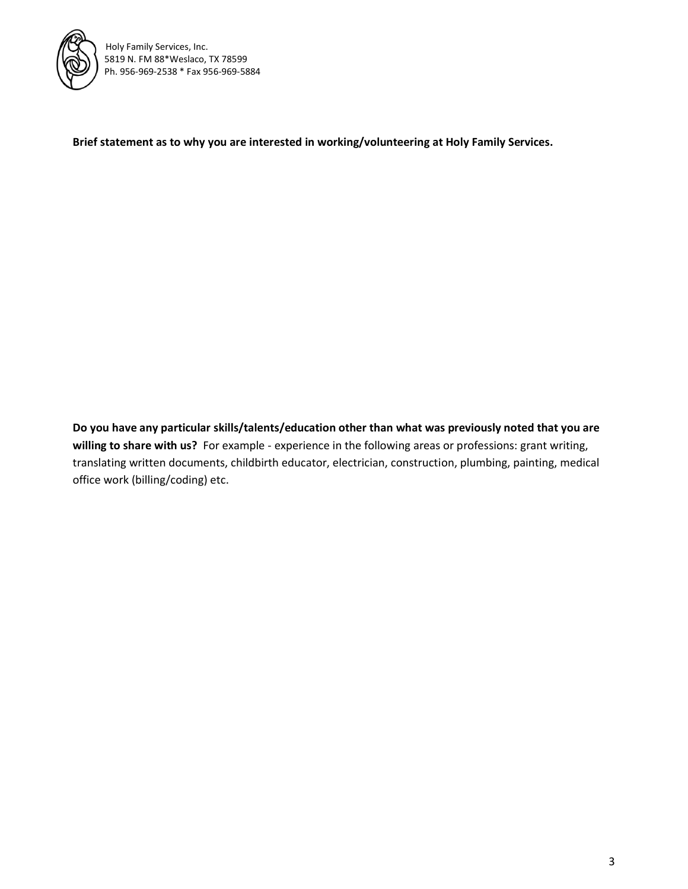**Brief statement as to why you are interested in working/volunteering at Holy Family Services.**

**Do you have any particular skills/talents/education other than what was previously noted that you are willing to share with us?** For example - experience in the following areas or professions: grant writing, translating written documents, childbirth educator, electrician, construction, plumbing, painting, medical office work (billing/coding) etc.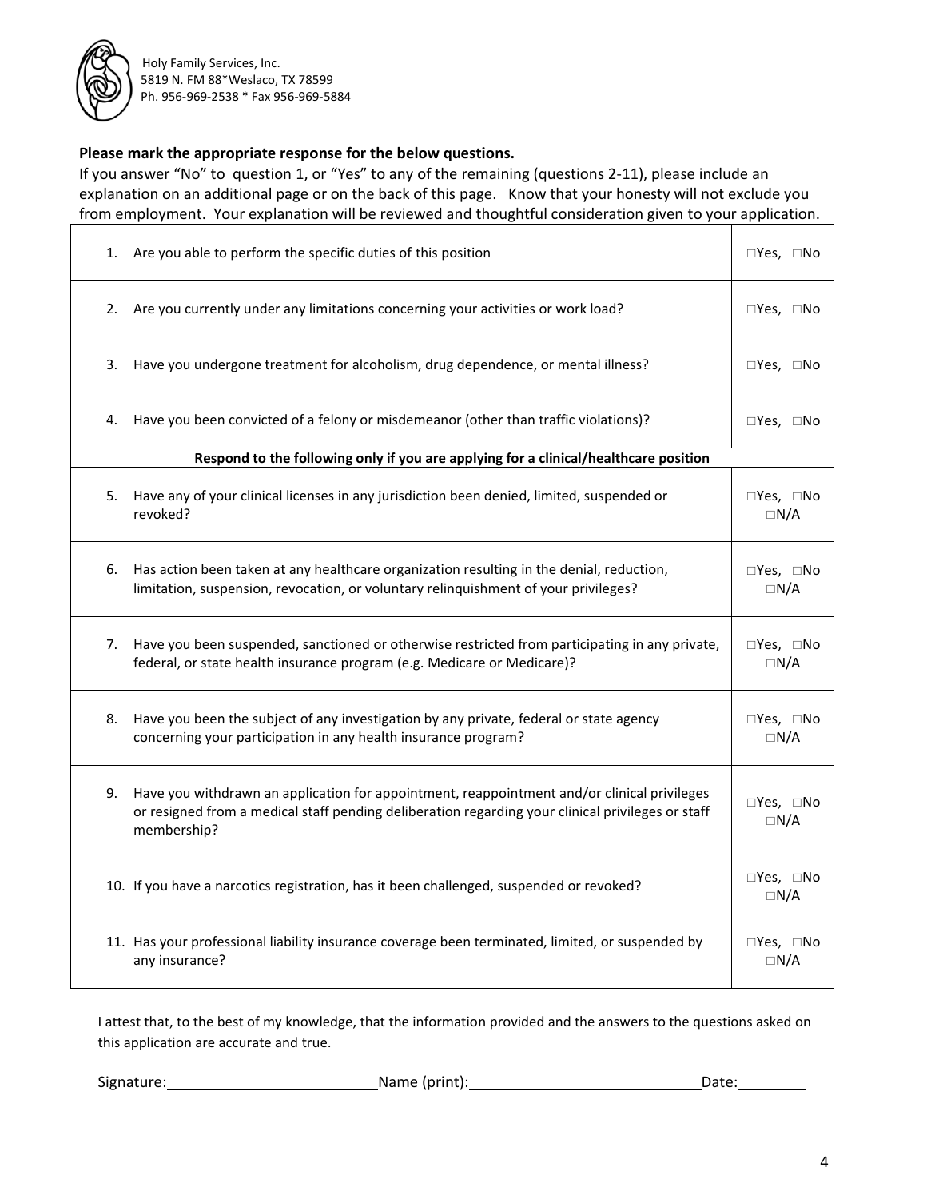Holy Family Services, Inc.
5819 N. FM 88*Weslaco, TX 78599
Ph. 956-969-2538 * Fax 956-969-5884

**Please mark the appropriate response for the below questions.**

If you answer "No" to question 1, or "Yes" to any of the remaining (questions 2-11), please include an explanation on an additional page or on the back of this page. Know that your honesty will not exclude you from employment. Your explanation will be reviewed and thoughtful consideration given to your application.

| Question | Response |
|---|---|
| 1. Are you able to perform the specific duties of this position | □Yes, □No |
| 2. Are you currently under any limitations concerning your activities or work load? | □Yes, □No |
| 3. Have you undergone treatment for alcoholism, drug dependence, or mental illness? | □Yes, □No |
| 4. Have you been convicted of a felony or misdemeanor (other than traffic violations)? | □Yes, □No |
| **Respond to the following only if you are applying for a clinical/healthcare position** | |
| 5. Have any of your clinical licenses in any jurisdiction been denied, limited, suspended or revoked? | □Yes, □No □N/A |
| 6. Has action been taken at any healthcare organization resulting in the denial, reduction, limitation, suspension, revocation, or voluntary relinquishment of your privileges? | □Yes, □No □N/A |
| 7. Have you been suspended, sanctioned or otherwise restricted from participating in any private, federal, or state health insurance program (e.g. Medicare or Medicare)? | □Yes, □No □N/A |
| 8. Have you been the subject of any investigation by any private, federal or state agency concerning your participation in any health insurance program? | □Yes, □No □N/A |
| 9. Have you withdrawn an application for appointment, reappointment and/or clinical privileges or resigned from a medical staff pending deliberation regarding your clinical privileges or staff membership? | □Yes, □No □N/A |
| 10. If you have a narcotics registration, has it been challenged, suspended or revoked? | □Yes, □No □N/A |
| 11. Has your professional liability insurance coverage been terminated, limited, or suspended by any insurance? | □Yes, □No □N/A |

I attest that, to the best of my knowledge, that the information provided and the answers to the questions asked on this application are accurate and true.

Signature:\_\_\_\_\_\_\_\_\_\_\_\_\_\_\_\_\_\_\_\_\_\_\_\_ Name (print):\_\_\_\_\_\_\_\_\_\_\_\_\_\_\_\_\_\_\_\_\_\_\_\_\_\_\_ Date:\_\_\_\_\_\_\_\_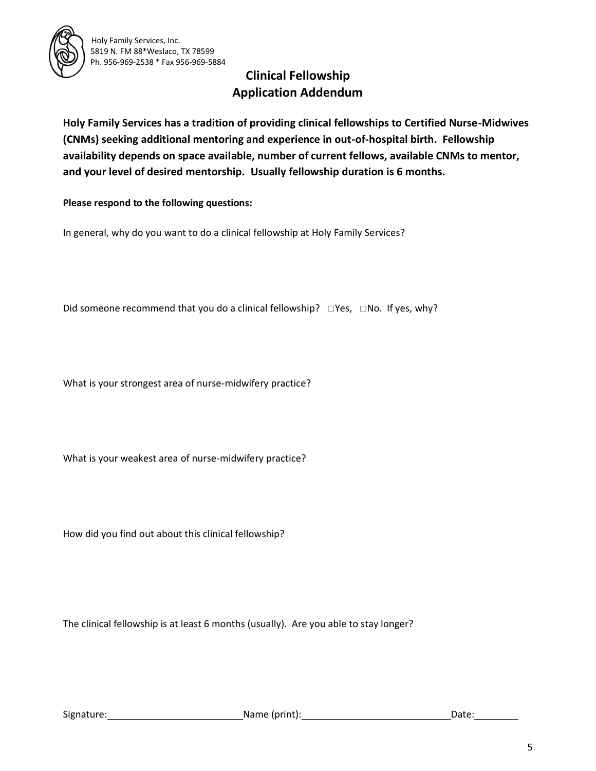Holy Family Services, Inc.
5819 N. FM 88*Weslaco, TX 78599
Ph. 956-969-2538 * Fax 956-969-5884

## Clinical Fellowship
## Application Addendum

**Holy Family Services has a tradition of providing clinical fellowships to Certified Nurse-Midwives (CNMs) seeking additional mentoring and experience in out-of-hospital birth. Fellowship availability depends on space available, number of current fellows, available CNMs to mentor, and your level of desired mentorship. Usually fellowship duration is 6 months.**

**Please respond to the following questions:**

In general, why do you want to do a clinical fellowship at Holy Family Services?

Did someone recommend that you do a clinical fellowship? □Yes, □No. If yes, why?

What is your strongest area of nurse-midwifery practice?

What is your weakest area of nurse-midwifery practice?

How did you find out about this clinical fellowship?

The clinical fellowship is at least 6 months (usually). Are you able to stay longer?

Signature:\_\_\_\_\_\_\_\_\_\_\_\_\_\_\_\_\_\_\_\_\_\_\_\_ Name (print):\_\_\_\_\_\_\_\_\_\_\_\_\_\_\_\_\_\_\_\_\_\_\_\_\_\_ Date:\_\_\_\_\_\_\_\_